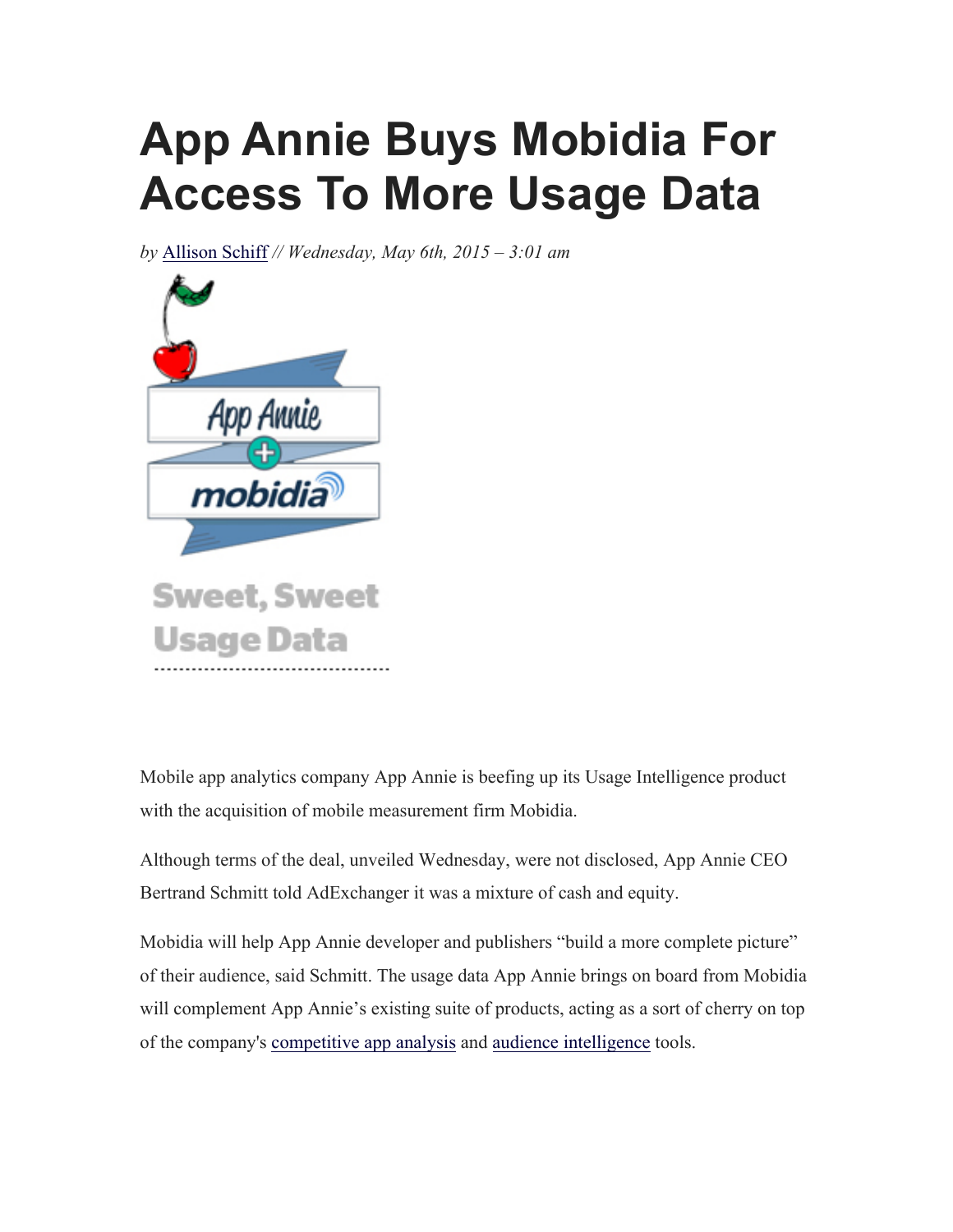# App Annie Buys Mobidia For Access To More Usage Data

*by* Allison Schiff *// Wednesday, May 6th, 2015 – 3:01 am*

Mobile app analytics company App Annie is beefing up its Usage Intelligence product with the acquisition of mobile measurement firm Mobidia.

Although terms of the deal, unveiled Wednesday, were not disclosed, App Annie CEO Bertrand Schmitt told AdExchanger it was a mixture of cash and equity.

Mobidia will help App Annie developer and publishers "build a more complete picture" of their audience, said Schmitt. The usage data App Annie brings on board from Mobidia will complement App Annie's existing suite of products, acting as a sort of cherry on top of the company's competitive app analysis and audience intelligence tools.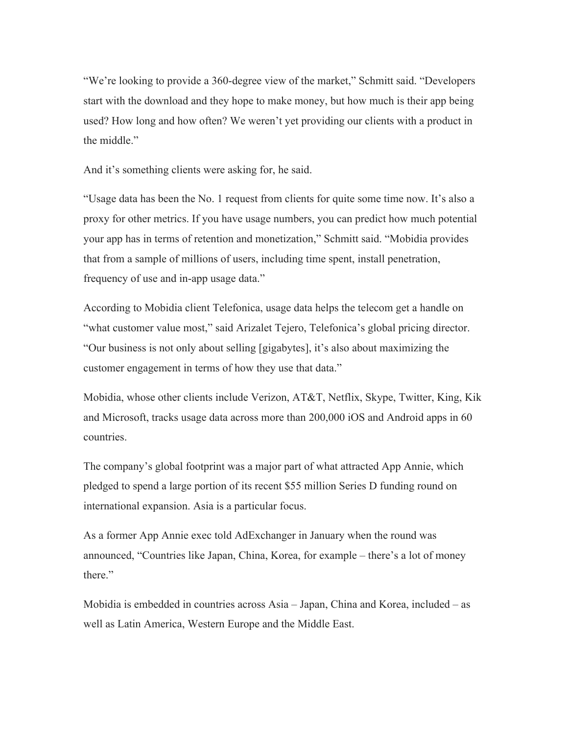“We’re looking to provide a 360-degree view of the market,” Schmitt said. “Developers start with the download and they hope to make money, but how much is their app being used? How long and how often? We weren’t yet providing our clients with a product in the middle.”

And it’s something clients were asking for, he said.

“Usage data has been the No. 1 request from clients for quite some time now. It’s also a proxy for other metrics. If you have usage numbers, you can predict how much potential your app has in terms of retention and monetization,” Schmitt said. “Mobidia provides that from a sample of millions of users, including time spent, install penetration, frequency of use and in-app usage data.”

According to Mobidia client Telefonica, usage data helps the telecom get a handle on “what customer value most,” said Arizalet Tejero, Telefonica’s global pricing director. “Our business is not only about selling [gigabytes], it’s also about maximizing the customer engagement in terms of how they use that data.”

Mobidia, whose other clients include Verizon, AT&T, Netflix, Skype, Twitter, King, Kik and Microsoft, tracks usage data across more than 200,000 iOS and Android apps in 60 countries.

The company’s global footprint was a major part of what attracted App Annie, which pledged to spend a large portion of its recent $55 million Series D funding round on international expansion. Asia is a particular focus.

As a former App Annie exec told AdExchanger in January when the round was announced, “Countries like Japan, China, Korea, for example – there’s a lot of money there.”

Mobidia is embedded in countries across Asia – Japan, China and Korea, included – as well as Latin America, Western Europe and the Middle East.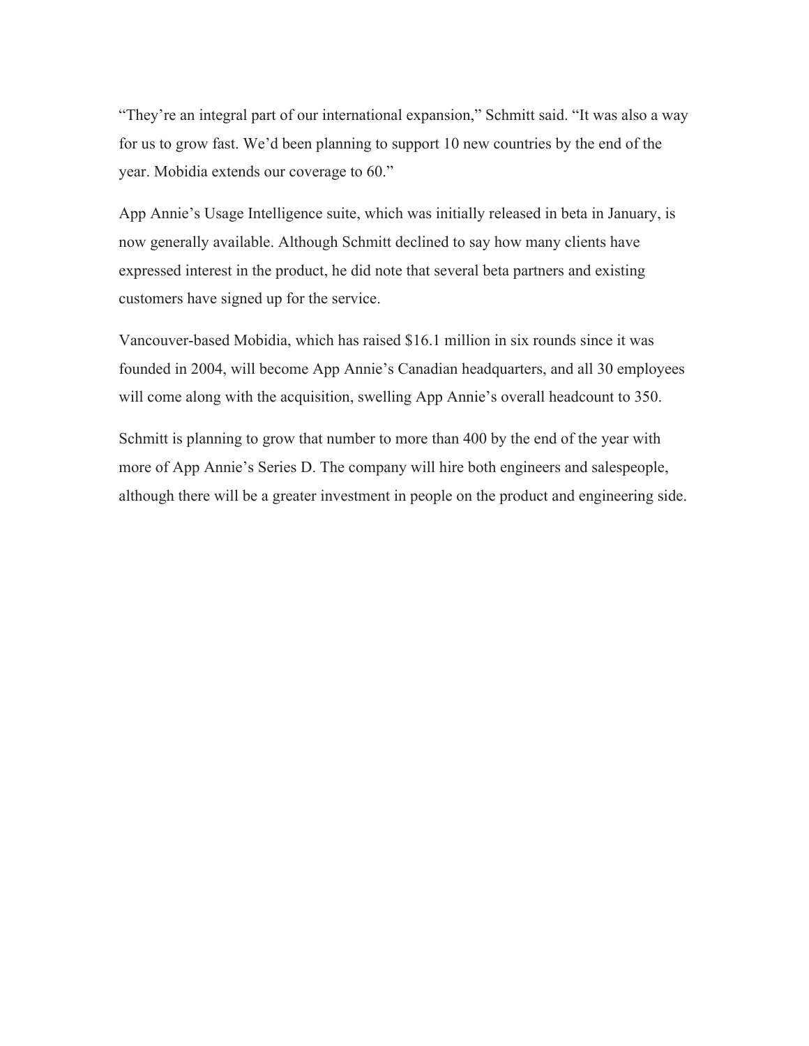"They're an integral part of our international expansion," Schmitt said. "It was also a way for us to grow fast. We'd been planning to support 10 new countries by the end of the year. Mobidia extends our coverage to 60."

App Annie's Usage Intelligence suite, which was initially released in beta in January, is now generally available. Although Schmitt declined to say how many clients have expressed interest in the product, he did note that several beta partners and existing customers have signed up for the service.

Vancouver-based Mobidia, which has raised $16.1 million in six rounds since it was founded in 2004, will become App Annie's Canadian headquarters, and all 30 employees will come along with the acquisition, swelling App Annie's overall headcount to 350.

Schmitt is planning to grow that number to more than 400 by the end of the year with more of App Annie's Series D. The company will hire both engineers and salespeople, although there will be a greater investment in people on the product and engineering side.